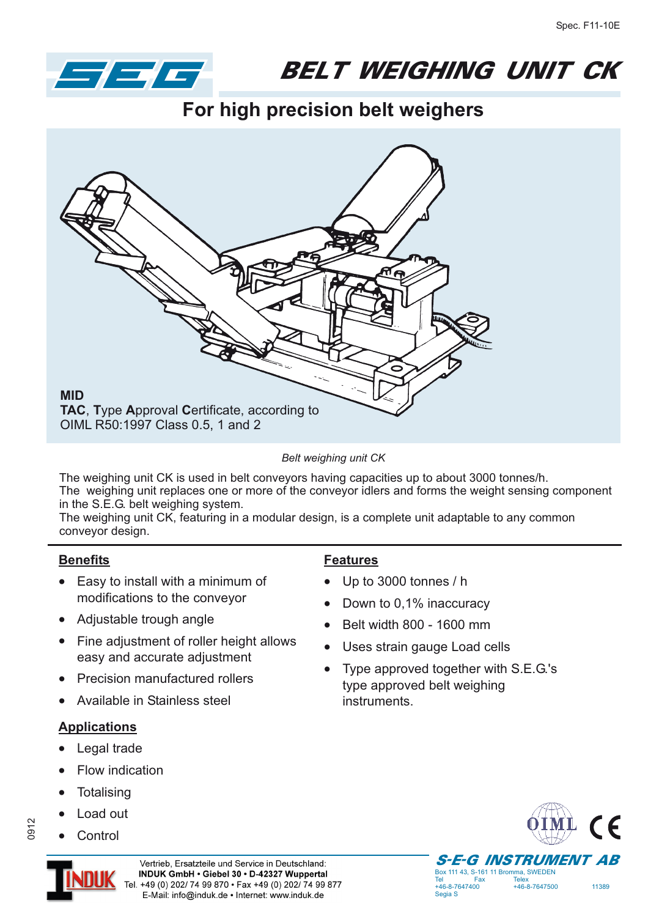Spec. F11-10E

# BELT WEIGHING UNIT CK

## For high precision belt weighers

**MID**
**TAC**, **T**ype **A**pproval **C**ertificate, according to OIML R50:1997 Class 0.5, 1 and 2

*Belt weighing unit CK*

The weighing unit CK is used in belt conveyors having capacities up to about 3000 tonnes/h.
The weighing unit replaces one or more of the conveyor idlers and forms the weight sensing component in the S.E.G. belt weighing system.
The weighing unit CK, featuring in a modular design, is a complete unit adaptable to any common conveyor design.

### Benefits

- Easy to install with a minimum of modifications to the conveyor
- Adjustable trough angle
- Fine adjustment of roller height allows easy and accurate adjustment
- Precision manufactured rollers
- Available in Stainless steel

### Applications

- Legal trade
- Flow indication
- Totalising
- Load out
- Control

### Features

- Up to 3000 tonnes / h
- Down to 0,1% inaccuracy
- Belt width 800 - 1600 mm
- Uses strain gauge Load cells
- Type approved together with S.E.G.'s type approved belt weighing instruments.

0912

Vertrieb, Ersatzteile und Service in Deutschland:
**INDUK GmbH • Giebel 30 • D-42327 Wuppertal**
Tel. +49 (0) 202/ 74 99 870 • Fax +49 (0) 202/ 74 99 877
E-Mail: info@induk.de • Internet: www.induk.de

**S-E-G INSTRUMENT AB**
Box 111 43, S-161 11 Bromma, SWEDEN
Tel +46-8-7647400 Fax +46-8-7647500 Telex 11389 Segia S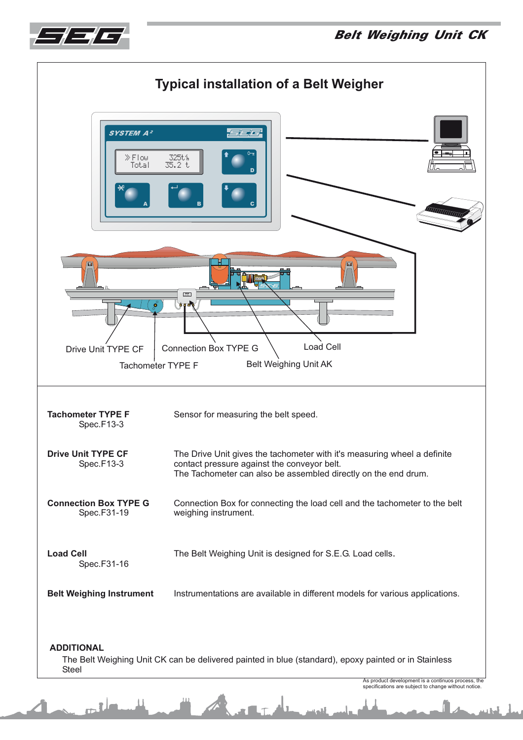## Typical installation of a Belt Weigher

SYSTEM A²

Flow 325t/h
Total 35.2 t

Drive Unit TYPE CF

Connection Box TYPE G

Load Cell

Tachometer TYPE F

Belt Weighing Unit AK

| | |
|---|---|
| **Tachometer TYPE F**<br>Spec.F13-3 | Sensor for measuring the belt speed. |
| **Drive Unit TYPE CF**<br>Spec.F13-3 | The Drive Unit gives the tachometer with it's measuring wheel a definite contact pressure against the conveyor belt.<br>The Tachometer can also be assembled directly on the end drum. |
| **Connection Box TYPE G**<br>Spec.F31-19 | Connection Box for connecting the load cell and the tachometer to the belt weighing instrument. |
| **Load Cell**<br>Spec.F31-16 | The Belt Weighing Unit is designed for S.E.G. Load cells. |
| **Belt Weighing Instrument** | Instrumentations are available in different models for various applications. |

**ADDITIONAL**

The Belt Weighing Unit CK can be delivered painted in blue (standard), epoxy painted or in Stainless Steel

As product development is a continuos process, the specifications are subject to change without notice.